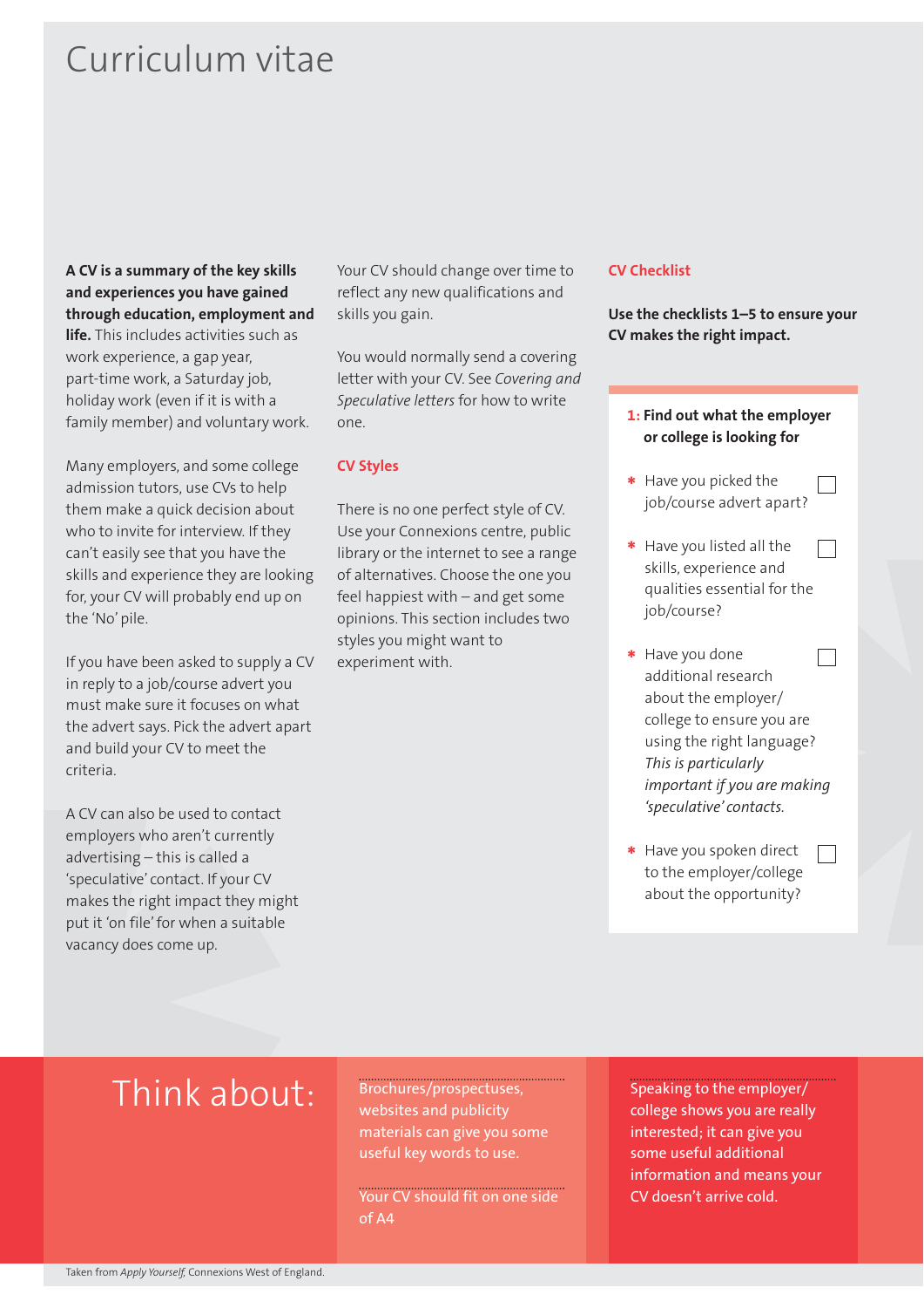# Curriculum vitae

**A CV is a summary of the key skills and experiences you have gained through education, employment and life.** This includes activities such as work experience, a gap year, part-time work, a Saturday job, holiday work (even if it is with a family member) and voluntary work.

Many employers, and some college admission tutors, use CVs to help them make a quick decision about who to invite for interview. If they can't easily see that you have the skills and experience they are looking for, your CV will probably end up on the 'No' pile.

If you have been asked to supply a CV in reply to a job/course advert you must make sure it focuses on what the advert says. Pick the advert apart and build your CV to meet the criteria.

A CV can also be used to contact employers who aren't currently advertising – this is called a 'speculative' contact. If your CV makes the right impact they might put it 'on file' for when a suitable vacancy does come up.

Your CV should change over time to reflect any new qualifications and skills you gain.

You would normally send a covering letter with your CV. See *Covering and Speculative letters* for how to write one.

## CV Styles

There is no one perfect style of CV. Use your Connexions centre, public library or the internet to see a range of alternatives. Choose the one you feel happiest with – and get some opinions. This section includes two styles you might want to experiment with.

## CV Checklist

**Use the checklists 1–5 to ensure your CV makes the right impact.**

### 1: Find out what the employer or college is looking for

* Have you picked the job/course advert apart? ☐
* Have you listed all the skills, experience and qualities essential for the job/course? ☐
* Have you done additional research about the employer/college to ensure you are using the right language? *This is particularly important if you are making 'speculative' contacts.* ☐
* Have you spoken direct to the employer/college about the opportunity? ☐

## Think about:

Brochures/prospectuses, websites and publicity materials can give you some useful key words to use.

Your CV should fit on one side of A4

Speaking to the employer/college shows you are really interested; it can give you some useful additional information and means your CV doesn't arrive cold.

Taken from *Apply Yourself,* Connexions West of England.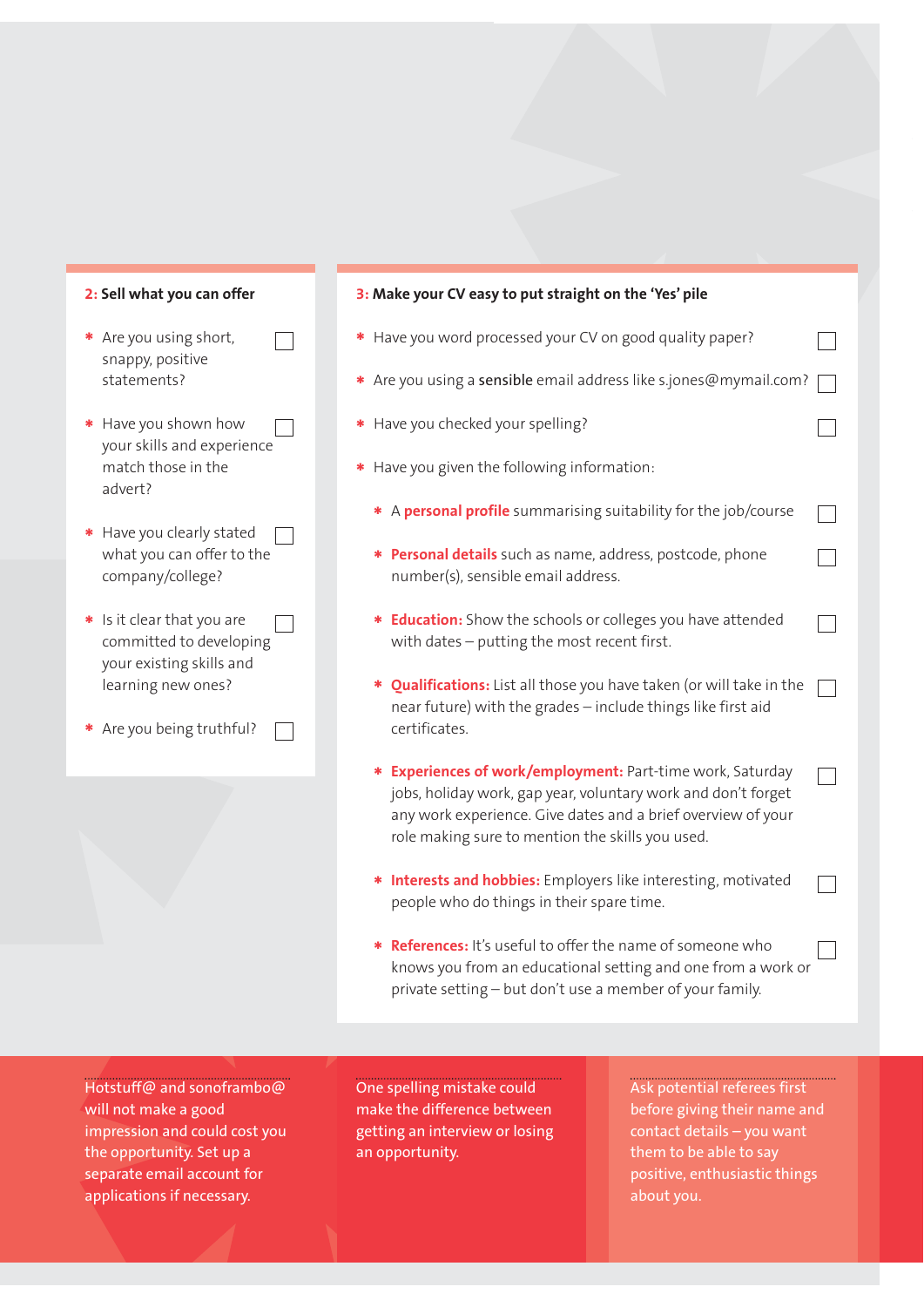## 2: Sell what you can offer

- Are you using short, snappy, positive statements? ☐
- Have you shown how your skills and experience match those in the advert? ☐
- Have you clearly stated what you can offer to the company/college? ☐
- Is it clear that you are committed to developing your existing skills and learning new ones? ☐
- Are you being truthful? ☐

## 3: Make your CV easy to put straight on the 'Yes' pile

- Have you word processed your CV on good quality paper? ☐
- Are you using a **sensible** email address like s.jones@mymail.com? ☐
- Have you checked your spelling? ☐
- Have you given the following information:
  - A **personal profile** summarising suitability for the job/course ☐
  - **Personal details** such as name, address, postcode, phone number(s), sensible email address. ☐
  - **Education:** Show the schools or colleges you have attended with dates – putting the most recent first. ☐
  - **Qualifications:** List all those you have taken (or will take in the near future) with the grades – include things like first aid certificates. ☐
  - **Experiences of work/employment:** Part-time work, Saturday jobs, holiday work, gap year, voluntary work and don't forget any work experience. Give dates and a brief overview of your role making sure to mention the skills you used. ☐
  - **Interests and hobbies:** Employers like interesting, motivated people who do things in their spare time. ☐
  - **References:** It's useful to offer the name of someone who knows you from an educational setting and one from a work or private setting – but don't use a member of your family. ☐

Hotstuff@ and sonoframbo@ will not make a good impression and could cost you the opportunity. Set up a separate email account for applications if necessary.

One spelling mistake could make the difference between getting an interview or losing an opportunity.

Ask potential referees first before giving their name and contact details – you want them to be able to say positive, enthusiastic things about you.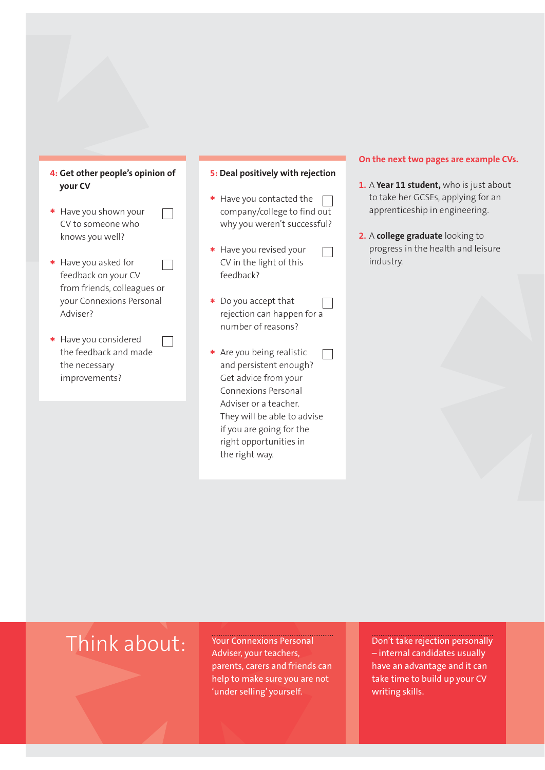### 4: Get other people's opinion of your CV

- Have you shown your CV to someone who knows you well? ☐
- Have you asked for feedback on your CV from friends, colleagues or your Connexions Personal Adviser? ☐
- Have you considered the feedback and made the necessary improvements? ☐

### 5: Deal positively with rejection

- Have you contacted the company/college to find out why you weren't successful? ☐
- Have you revised your CV in the light of this feedback? ☐
- Do you accept that rejection can happen for a number of reasons? ☐
- Are you being realistic and persistent enough? Get advice from your Connexions Personal Adviser or a teacher. They will be able to advise if you are going for the right opportunities in the right way. ☐

**On the next two pages are example CVs.**

1. A **Year 11 student,** who is just about to take her GCSEs, applying for an apprenticeship in engineering.
2. A **college graduate** looking to progress in the health and leisure industry.

## Think about:

Your Connexions Personal Adviser, your teachers, parents, carers and friends can help to make sure you are not 'under selling' yourself.

Don't take rejection personally – internal candidates usually have an advantage and it can take time to build up your CV writing skills.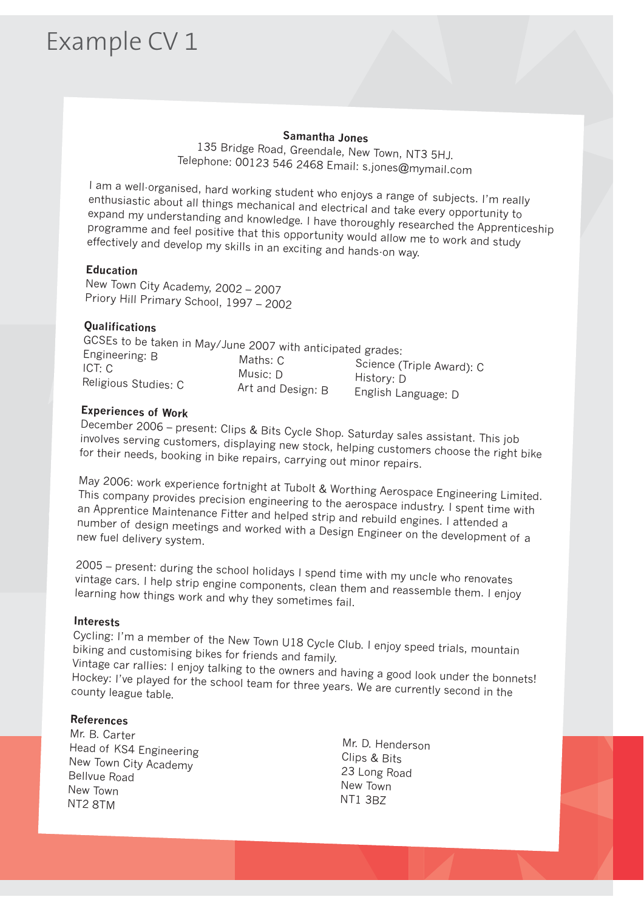# Example CV 1

**Samantha Jones**

135 Bridge Road, Greendale, New Town, NT3 5HJ.
Telephone: 00123 546 2468 Email: s.jones@mymail.com

I am a well-organised, hard working student who enjoys a range of subjects. I'm really enthusiastic about all things mechanical and electrical and take every opportunity to expand my understanding and knowledge. I have thoroughly researched the Apprenticeship programme and feel positive that this opportunity would allow me to work and study effectively and develop my skills in an exciting and hands-on way.

**Education**

New Town City Academy, 2002 – 2007
Priory Hill Primary School, 1997 – 2002

**Qualifications**

GCSEs to be taken in May/June 2007 with anticipated grades:

| | | |
|---|---|---|
| Engineering: B | Maths: C | Science (Triple Award): C |
| ICT: C | Music: D | History: D |
| Religious Studies: C | Art and Design: B | English Language: D |

**Experiences of Work**

December 2006 – present: Clips & Bits Cycle Shop. Saturday sales assistant. This job involves serving customers, displaying new stock, helping customers choose the right bike for their needs, booking in bike repairs, carrying out minor repairs.

May 2006: work experience fortnight at Tubolt & Worthing Aerospace Engineering Limited. This company provides precision engineering to the aerospace industry. I spent time with an Apprentice Maintenance Fitter and helped strip and rebuild engines. I attended a number of design meetings and worked with a Design Engineer on the development of a new fuel delivery system.

2005 – present: during the school holidays I spend time with my uncle who renovates vintage cars. I help strip engine components, clean them and reassemble them. I enjoy learning how things work and why they sometimes fail.

**Interests**

Cycling: I'm a member of the New Town U18 Cycle Club. I enjoy speed trials, mountain biking and customising bikes for friends and family.
Vintage car rallies: I enjoy talking to the owners and having a good look under the bonnets!
Hockey: I've played for the school team for three years. We are currently second in the county league table.

**References**

Mr. B. Carter
Head of KS4 Engineering
New Town City Academy
Bellvue Road
New Town
NT2 8TM

Mr. D. Henderson
Clips & Bits
23 Long Road
New Town
NT1 3BZ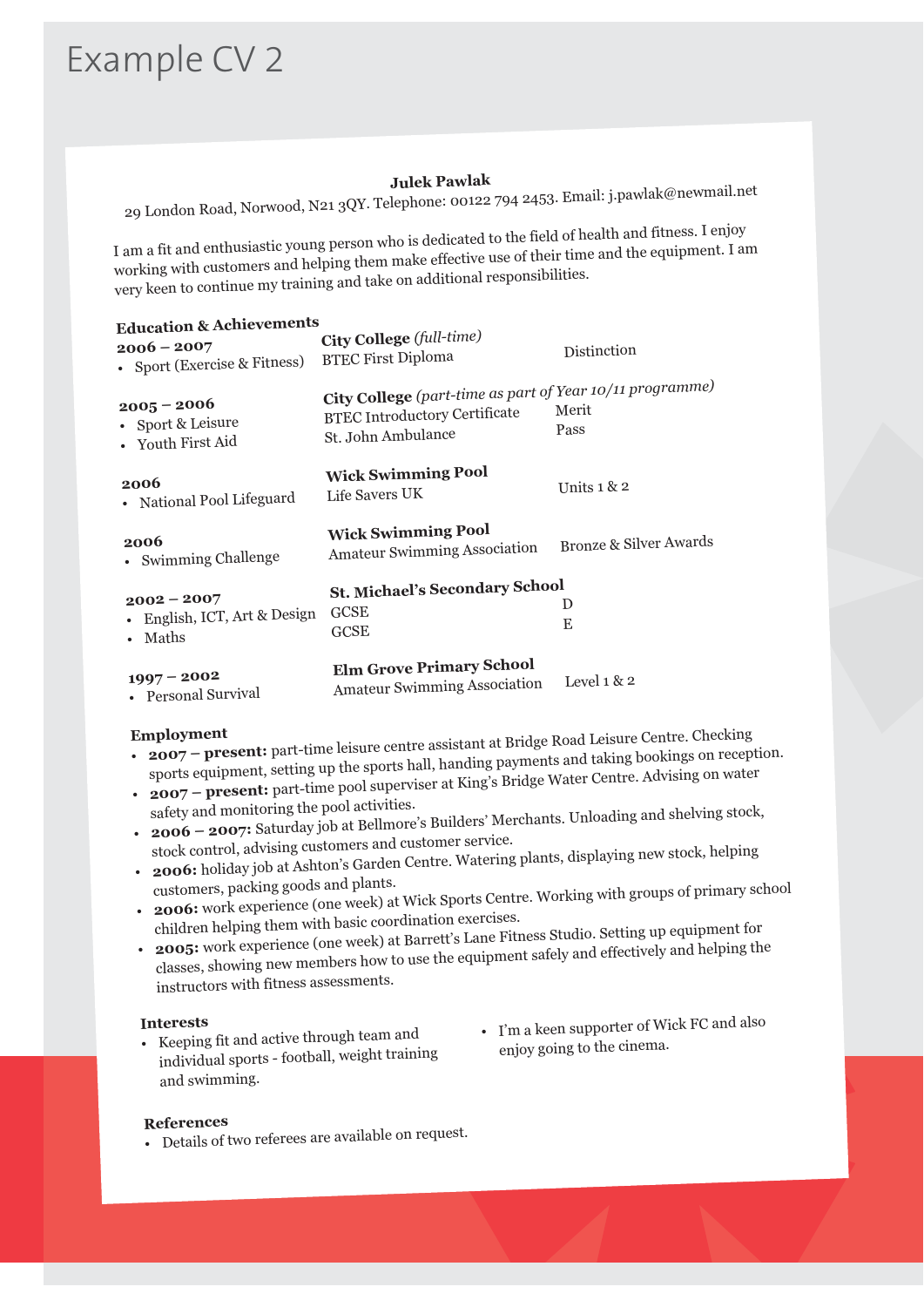# Example CV 2

**Julek Pawlak**

29 London Road, Norwood, N21 3QY. Telephone: 00122 794 2453. Email: j.pawlak@newmail.net

I am a fit and enthusiastic young person who is dedicated to the field of health and fitness. I enjoy working with customers and helping them make effective use of their time and the equipment. I am very keen to continue my training and take on additional responsibilities.

**Education & Achievements**

| | | |
|---|---|---|
| **2006 – 2007**<br>• Sport (Exercise & Fitness) | **City College** *(full-time)*<br>BTEC First Diploma | Distinction |
| **2005 – 2006**<br>• Sport & Leisure<br>• Youth First Aid | **City College** *(part-time as part of Year 10/11 programme)*<br>BTEC Introductory Certificate<br>St. John Ambulance | Merit<br>Pass |
| **2006**<br>• National Pool Lifeguard | **Wick Swimming Pool**<br>Life Savers UK | Units 1 & 2 |
| **2006**<br>• Swimming Challenge | **Wick Swimming Pool**<br>Amateur Swimming Association | Bronze & Silver Awards |
| **2002 – 2007**<br>• English, ICT, Art & Design<br>• Maths | **St. Michael's Secondary School**<br>GCSE<br>GCSE | D<br>E |
| **1997 – 2002**<br>• Personal Survival | **Elm Grove Primary School**<br>Amateur Swimming Association | Level 1 & 2 |

**Employment**

- **2007 – present:** part-time leisure centre assistant at Bridge Road Leisure Centre. Checking sports equipment, setting up the sports hall, handing payments and taking bookings on reception.
- **2007 – present:** part-time pool superviser at King's Bridge Water Centre. Advising on water safety and monitoring the pool activities.
- **2006 – 2007:** Saturday job at Bellmore's Builders' Merchants. Unloading and shelving stock, stock control, advising customers and customer service.
- **2006:** holiday job at Ashton's Garden Centre. Watering plants, displaying new stock, helping customers, packing goods and plants.
- **2006:** work experience (one week) at Wick Sports Centre. Working with groups of primary school children helping them with basic coordination exercises.
- **2005:** work experience (one week) at Barrett's Lane Fitness Studio. Setting up equipment for classes, showing new members how to use the equipment safely and effectively and helping the instructors with fitness assessments.

**Interests**

- Keeping fit and active through team and individual sports - football, weight training and swimming.
- I'm a keen supporter of Wick FC and also enjoy going to the cinema.

**References**

- Details of two referees are available on request.